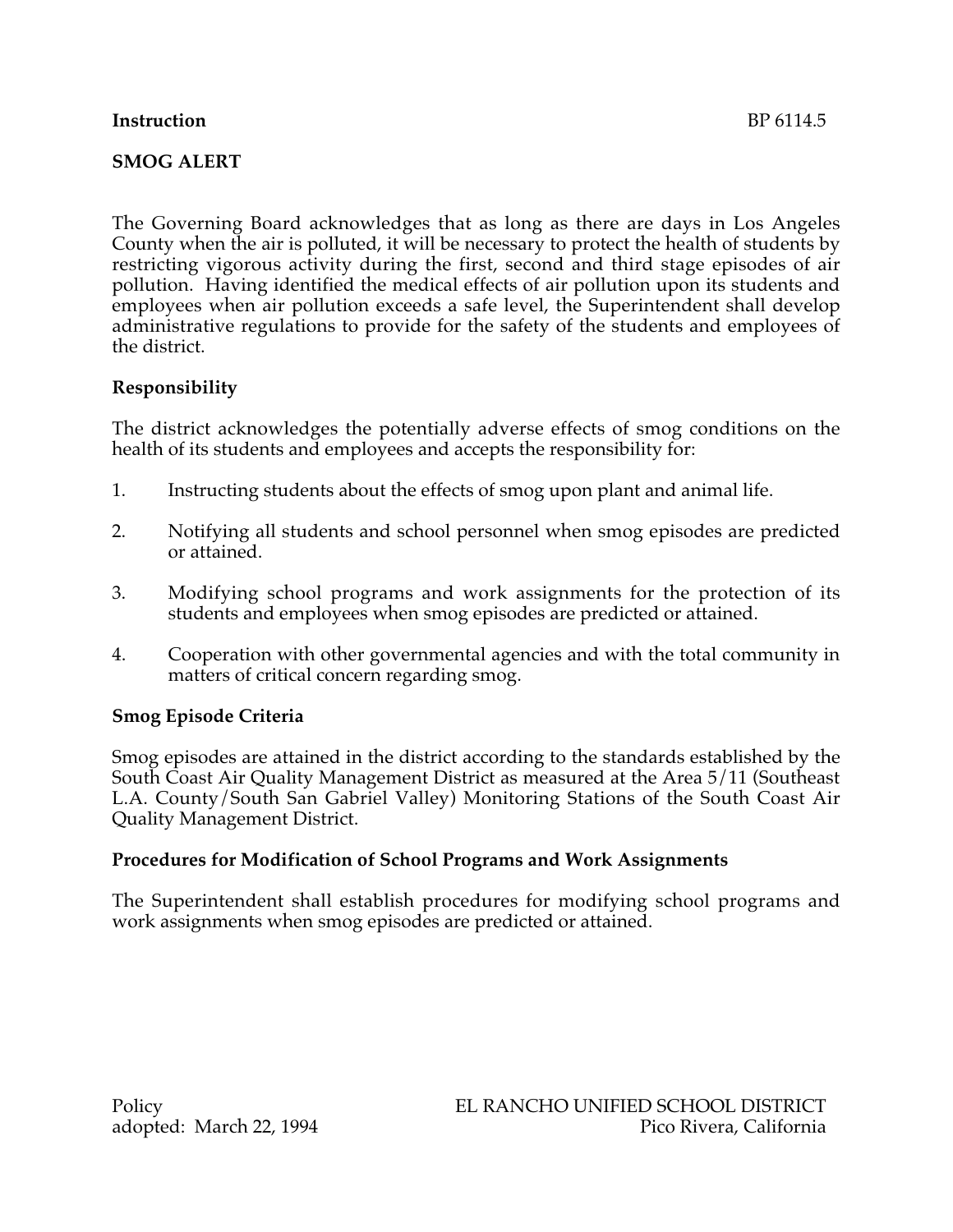**Instruction** BP 6114.5

# SMOG ALERT

The Governing Board acknowledges that as long as there are days in Los Angeles County when the air is polluted, it will be necessary to protect the health of students by restricting vigorous activity during the first, second and third stage episodes of air pollution. Having identified the medical effects of air pollution upon its students and employees when air pollution exceeds a safe level, the Superintendent shall develop administrative regulations to provide for the safety of the students and employees of the district.

## Responsibility

The district acknowledges the potentially adverse effects of smog conditions on the health of its students and employees and accepts the responsibility for:

1. Instructing students about the effects of smog upon plant and animal life.

2. Notifying all students and school personnel when smog episodes are predicted or attained.

3. Modifying school programs and work assignments for the protection of its students and employees when smog episodes are predicted or attained.

4. Cooperation with other governmental agencies and with the total community in matters of critical concern regarding smog.

## Smog Episode Criteria

Smog episodes are attained in the district according to the standards established by the South Coast Air Quality Management District as measured at the Area 5/11 (Southeast L.A. County/South San Gabriel Valley) Monitoring Stations of the South Coast Air Quality Management District.

## Procedures for Modification of School Programs and Work Assignments

The Superintendent shall establish procedures for modifying school programs and work assignments when smog episodes are predicted or attained.

Policy
adopted: March 22, 1994

EL RANCHO UNIFIED SCHOOL DISTRICT
Pico Rivera, California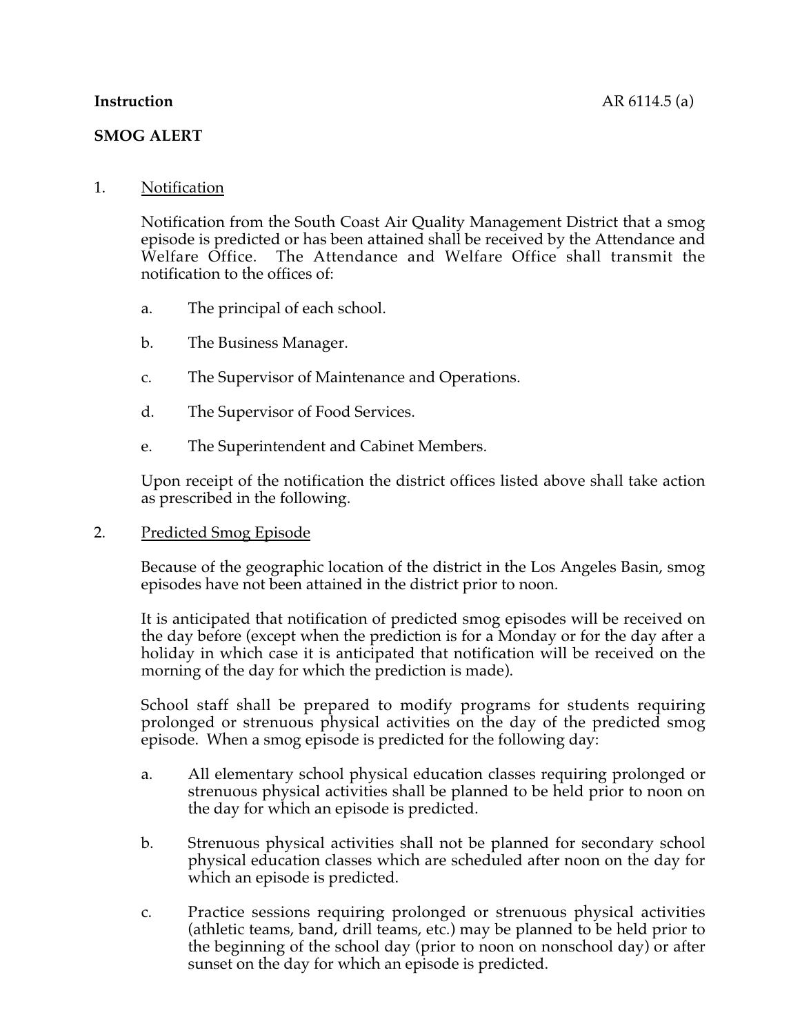**Instruction** AR 6114.5 (a)

**SMOG ALERT**

1. Notification

   Notification from the South Coast Air Quality Management District that a smog episode is predicted or has been attained shall be received by the Attendance and Welfare Office. The Attendance and Welfare Office shall transmit the notification to the offices of:

   a. The principal of each school.

   b. The Business Manager.

   c. The Supervisor of Maintenance and Operations.

   d. The Supervisor of Food Services.

   e. The Superintendent and Cabinet Members.

   Upon receipt of the notification the district offices listed above shall take action as prescribed in the following.

2. Predicted Smog Episode

   Because of the geographic location of the district in the Los Angeles Basin, smog episodes have not been attained in the district prior to noon.

   It is anticipated that notification of predicted smog episodes will be received on the day before (except when the prediction is for a Monday or for the day after a holiday in which case it is anticipated that notification will be received on the morning of the day for which the prediction is made).

   School staff shall be prepared to modify programs for students requiring prolonged or strenuous physical activities on the day of the predicted smog episode. When a smog episode is predicted for the following day:

   a. All elementary school physical education classes requiring prolonged or strenuous physical activities shall be planned to be held prior to noon on the day for which an episode is predicted.

   b. Strenuous physical activities shall not be planned for secondary school physical education classes which are scheduled after noon on the day for which an episode is predicted.

   c. Practice sessions requiring prolonged or strenuous physical activities (athletic teams, band, drill teams, etc.) may be planned to be held prior to the beginning of the school day (prior to noon on nonschool day) or after sunset on the day for which an episode is predicted.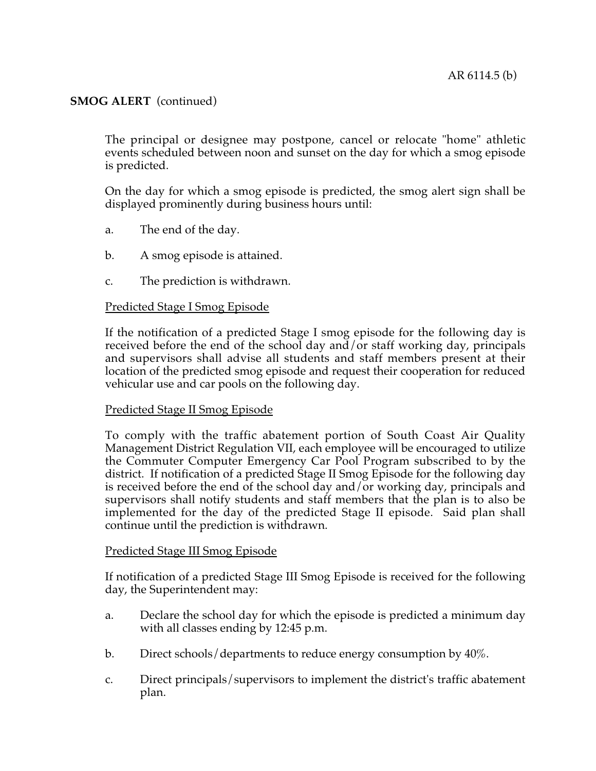## SMOG ALERT (continued)

The principal or designee may postpone, cancel or relocate "home" athletic events scheduled between noon and sunset on the day for which a smog episode is predicted.

On the day for which a smog episode is predicted, the smog alert sign shall be displayed prominently during business hours until:

a. The end of the day.

b. A smog episode is attained.

c. The prediction is withdrawn.

<u>Predicted Stage I Smog Episode</u>

If the notification of a predicted Stage I smog episode for the following day is received before the end of the school day and/or staff working day, principals and supervisors shall advise all students and staff members present at their location of the predicted smog episode and request their cooperation for reduced vehicular use and car pools on the following day.

<u>Predicted Stage II Smog Episode</u>

To comply with the traffic abatement portion of South Coast Air Quality Management District Regulation VII, each employee will be encouraged to utilize the Commuter Computer Emergency Car Pool Program subscribed to by the district. If notification of a predicted Stage II Smog Episode for the following day is received before the end of the school day and/or working day, principals and supervisors shall notify students and staff members that the plan is to also be implemented for the day of the predicted Stage II episode. Said plan shall continue until the prediction is withdrawn.

<u>Predicted Stage III Smog Episode</u>

If notification of a predicted Stage III Smog Episode is received for the following day, the Superintendent may:

a. Declare the school day for which the episode is predicted a minimum day with all classes ending by 12:45 p.m.

b. Direct schools/departments to reduce energy consumption by 40%.

c. Direct principals/supervisors to implement the district's traffic abatement plan.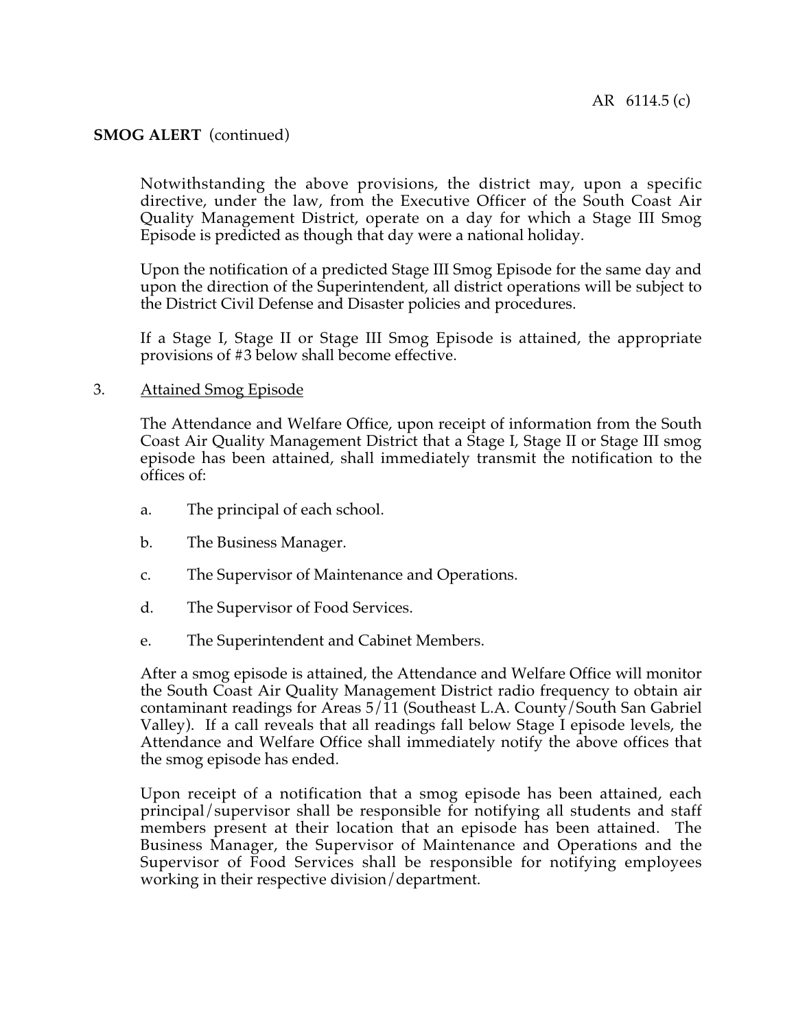**SMOG ALERT** (continued)

Notwithstanding the above provisions, the district may, upon a specific directive, under the law, from the Executive Officer of the South Coast Air Quality Management District, operate on a day for which a Stage III Smog Episode is predicted as though that day were a national holiday.

Upon the notification of a predicted Stage III Smog Episode for the same day and upon the direction of the Superintendent, all district operations will be subject to the District Civil Defense and Disaster policies and procedures.

If a Stage I, Stage II or Stage III Smog Episode is attained, the appropriate provisions of #3 below shall become effective.

3. <u>Attained Smog Episode</u>

   The Attendance and Welfare Office, upon receipt of information from the South Coast Air Quality Management District that a Stage I, Stage II or Stage III smog episode has been attained, shall immediately transmit the notification to the offices of:

   a. The principal of each school.

   b. The Business Manager.

   c. The Supervisor of Maintenance and Operations.

   d. The Supervisor of Food Services.

   e. The Superintendent and Cabinet Members.

   After a smog episode is attained, the Attendance and Welfare Office will monitor the South Coast Air Quality Management District radio frequency to obtain air contaminant readings for Areas 5/11 (Southeast L.A. County/South San Gabriel Valley). If a call reveals that all readings fall below Stage I episode levels, the Attendance and Welfare Office shall immediately notify the above offices that the smog episode has ended.

   Upon receipt of a notification that a smog episode has been attained, each principal/supervisor shall be responsible for notifying all students and staff members present at their location that an episode has been attained. The Business Manager, the Supervisor of Maintenance and Operations and the Supervisor of Food Services shall be responsible for notifying employees working in their respective division/department.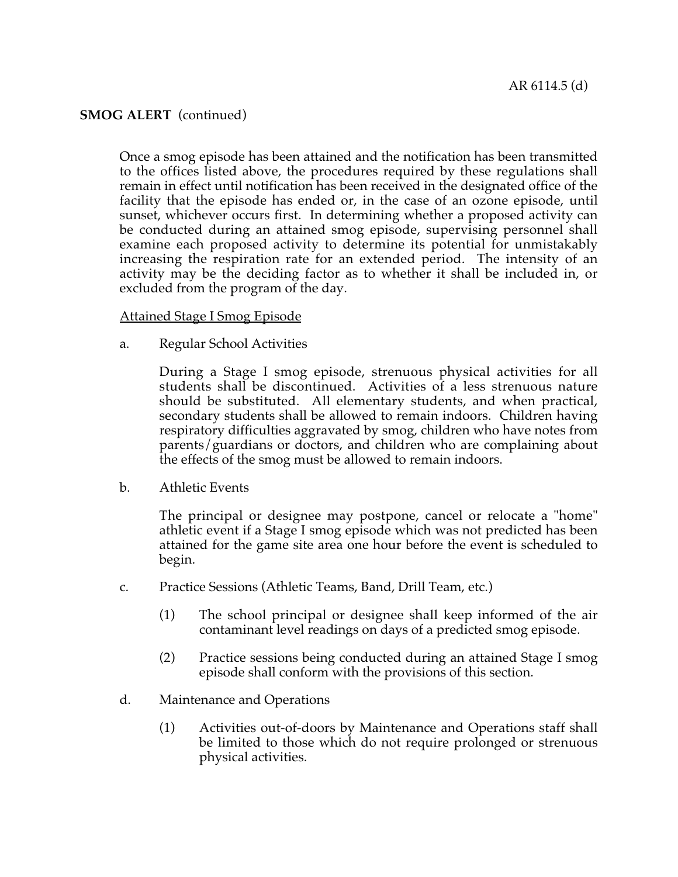**SMOG ALERT** (continued)

Once a smog episode has been attained and the notification has been transmitted to the offices listed above, the procedures required by these regulations shall remain in effect until notification has been received in the designated office of the facility that the episode has ended or, in the case of an ozone episode, until sunset, whichever occurs first. In determining whether a proposed activity can be conducted during an attained smog episode, supervising personnel shall examine each proposed activity to determine its potential for unmistakably increasing the respiration rate for an extended period. The intensity of an activity may be the deciding factor as to whether it shall be included in, or excluded from the program of the day.

<u>Attained Stage I Smog Episode</u>

a. Regular School Activities

   During a Stage I smog episode, strenuous physical activities for all students shall be discontinued. Activities of a less strenuous nature should be substituted. All elementary students, and when practical, secondary students shall be allowed to remain indoors. Children having respiratory difficulties aggravated by smog, children who have notes from parents/guardians or doctors, and children who are complaining about the effects of the smog must be allowed to remain indoors.

b. Athletic Events

   The principal or designee may postpone, cancel or relocate a "home" athletic event if a Stage I smog episode which was not predicted has been attained for the game site area one hour before the event is scheduled to begin.

c. Practice Sessions (Athletic Teams, Band, Drill Team, etc.)

   (1) The school principal or designee shall keep informed of the air contaminant level readings on days of a predicted smog episode.

   (2) Practice sessions being conducted during an attained Stage I smog episode shall conform with the provisions of this section.

d. Maintenance and Operations

   (1) Activities out-of-doors by Maintenance and Operations staff shall be limited to those which do not require prolonged or strenuous physical activities.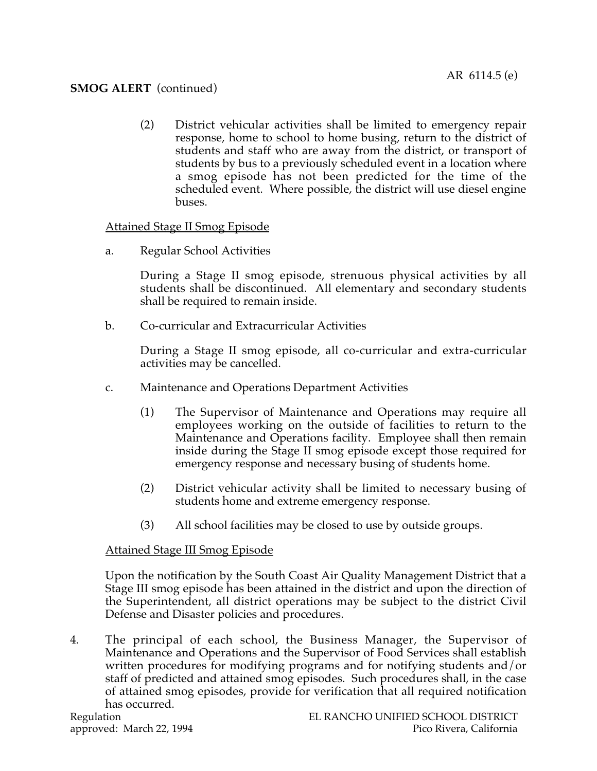(2) District vehicular activities shall be limited to emergency repair response, home to school to home busing, return to the district of students and staff who are away from the district, or transport of students by bus to a previously scheduled event in a location where a smog episode has not been predicted for the time of the scheduled event. Where possible, the district will use diesel engine buses.

<u>Attained Stage II Smog Episode</u>

a. Regular School Activities

During a Stage II smog episode, strenuous physical activities by all students shall be discontinued. All elementary and secondary students shall be required to remain inside.

b. Co-curricular and Extracurricular Activities

During a Stage II smog episode, all co-curricular and extra-curricular activities may be cancelled.

c. Maintenance and Operations Department Activities

(1) The Supervisor of Maintenance and Operations may require all employees working on the outside of facilities to return to the Maintenance and Operations facility. Employee shall then remain inside during the Stage II smog episode except those required for emergency response and necessary busing of students home.

(2) District vehicular activity shall be limited to necessary busing of students home and extreme emergency response.

(3) All school facilities may be closed to use by outside groups.

<u>Attained Stage III Smog Episode</u>

Upon the notification by the South Coast Air Quality Management District that a Stage III smog episode has been attained in the district and upon the direction of the Superintendent, all district operations may be subject to the district Civil Defense and Disaster policies and procedures.

4. The principal of each school, the Business Manager, the Supervisor of Maintenance and Operations and the Supervisor of Food Services shall establish written procedures for modifying programs and for notifying students and/or staff of predicted and attained smog episodes. Such procedures shall, in the case of attained smog episodes, provide for verification that all required notification has occurred.

Regulation
approved: March 22, 1994

EL RANCHO UNIFIED SCHOOL DISTRICT
Pico Rivera, California